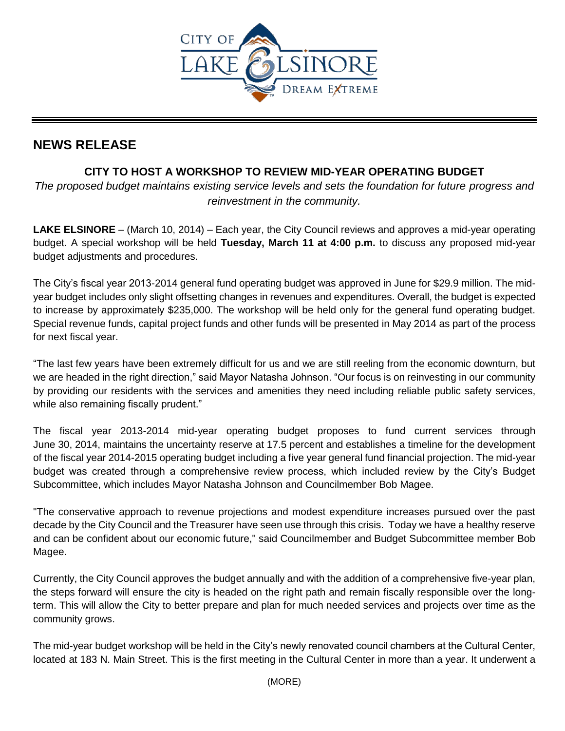CITY OF LAKE ELSINORE
DREAM EXTREME

## NEWS RELEASE

### CITY TO HOST A WORKSHOP TO REVIEW MID-YEAR OPERATING BUDGET

*The proposed budget maintains existing service levels and sets the foundation for future progress and reinvestment in the community.*

**LAKE ELSINORE** – (March 10, 2014) – Each year, the City Council reviews and approves a mid-year operating budget. A special workshop will be held **Tuesday, March 11 at 4:00 p.m.** to discuss any proposed mid-year budget adjustments and procedures.

The City's fiscal year 2013-2014 general fund operating budget was approved in June for $29.9 million. The mid-year budget includes only slight offsetting changes in revenues and expenditures. Overall, the budget is expected to increase by approximately $235,000. The workshop will be held only for the general fund operating budget. Special revenue funds, capital project funds and other funds will be presented in May 2014 as part of the process for next fiscal year.

"The last few years have been extremely difficult for us and we are still reeling from the economic downturn, but we are headed in the right direction," said Mayor Natasha Johnson. "Our focus is on reinvesting in our community by providing our residents with the services and amenities they need including reliable public safety services, while also remaining fiscally prudent."

The fiscal year 2013-2014 mid-year operating budget proposes to fund current services through June 30, 2014, maintains the uncertainty reserve at 17.5 percent and establishes a timeline for the development of the fiscal year 2014-2015 operating budget including a five year general fund financial projection. The mid-year budget was created through a comprehensive review process, which included review by the City's Budget Subcommittee, which includes Mayor Natasha Johnson and Councilmember Bob Magee.

"The conservative approach to revenue projections and modest expenditure increases pursued over the past decade by the City Council and the Treasurer have seen use through this crisis. Today we have a healthy reserve and can be confident about our economic future," said Councilmember and Budget Subcommittee member Bob Magee.

Currently, the City Council approves the budget annually and with the addition of a comprehensive five-year plan, the steps forward will ensure the city is headed on the right path and remain fiscally responsible over the long-term. This will allow the City to better prepare and plan for much needed services and projects over time as the community grows.

The mid-year budget workshop will be held in the City's newly renovated council chambers at the Cultural Center, located at 183 N. Main Street. This is the first meeting in the Cultural Center in more than a year. It underwent a

(MORE)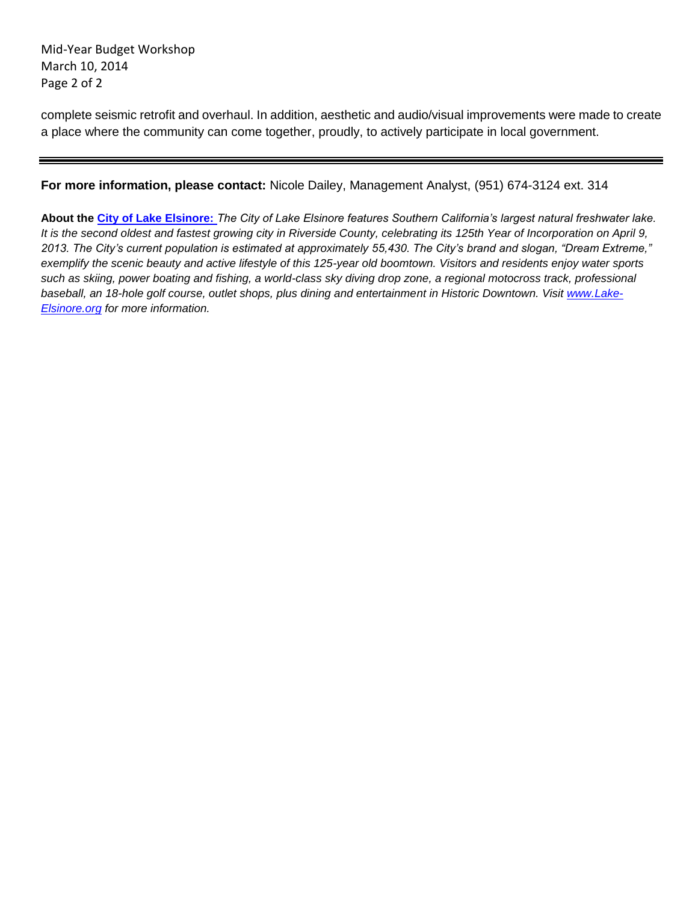complete seismic retrofit and overhaul. In addition, aesthetic and audio/visual improvements were made to create a place where the community can come together, proudly, to actively participate in local government.

---

**For more information, please contact:** Nicole Dailey, Management Analyst, (951) 674-3124 ext. 314

**About the [City of Lake Elsinore:](http://www.Lake-Elsinore.org)** *The City of Lake Elsinore features Southern California's largest natural freshwater lake. It is the second oldest and fastest growing city in Riverside County, celebrating its 125th Year of Incorporation on April 9, 2013. The City's current population is estimated at approximately 55,430. The City's brand and slogan, "Dream Extreme," exemplify the scenic beauty and active lifestyle of this 125-year old boomtown. Visitors and residents enjoy water sports such as skiing, power boating and fishing, a world-class sky diving drop zone, a regional motocross track, professional baseball, an 18-hole golf course, outlet shops, plus dining and entertainment in Historic Downtown. Visit [www.Lake-Elsinore.org](http://www.Lake-Elsinore.org) for more information.*